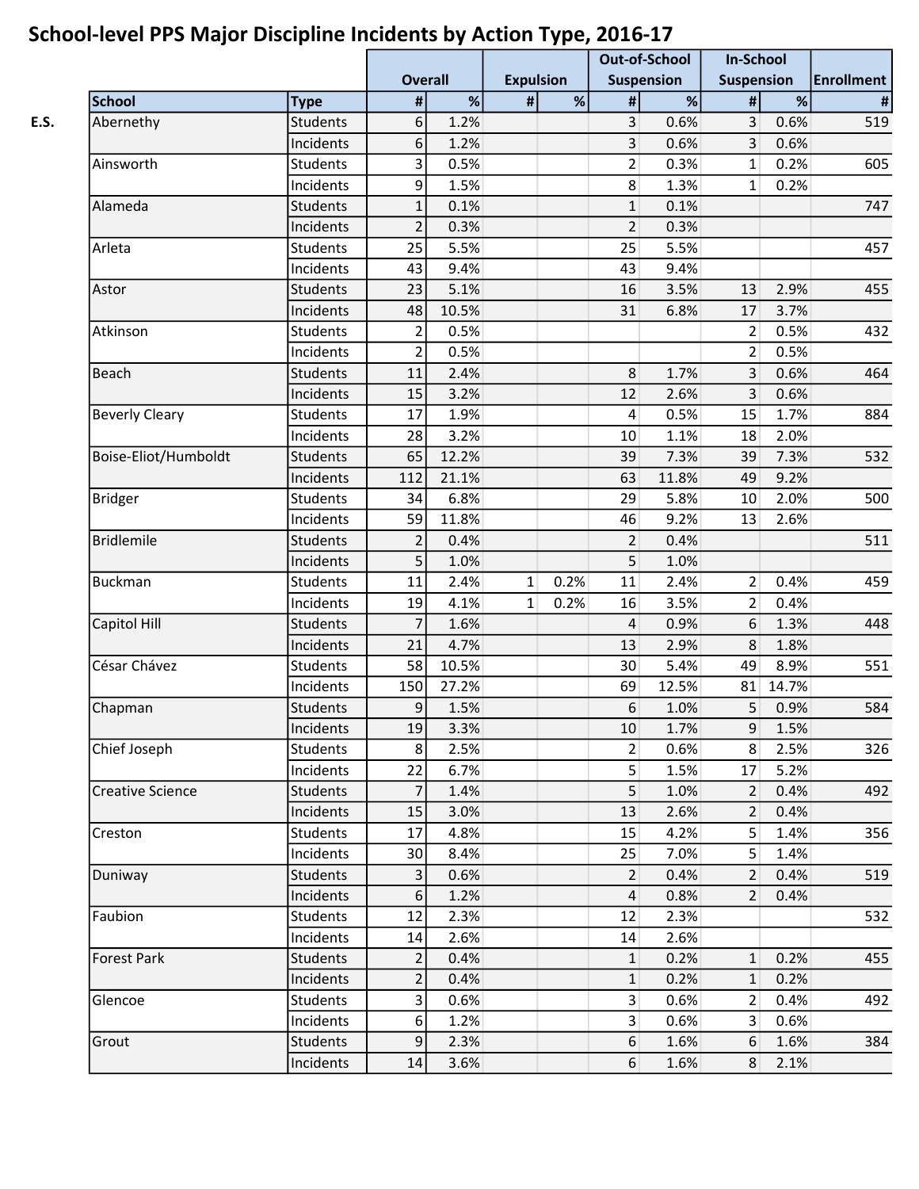# School-level PPS Major Discipline Incidents by Action Type, 2016-17

| | School | Type | Overall | | Expulsion | | Out-of-School Suspension | | In-School Suspension | | Enrollment |
|---|---|---|---|---|---|---|---|---|---|---|---|
| | | | # | % | # | % | # | % | # | % | # |
| E.S. | Abernethy | Students | 6 | 1.2% | | | 3 | 0.6% | 3 | 0.6% | 519 |
| | | Incidents | 6 | 1.2% | | | 3 | 0.6% | 3 | 0.6% | |
| | Ainsworth | Students | 3 | 0.5% | | | 2 | 0.3% | 1 | 0.2% | 605 |
| | | Incidents | 9 | 1.5% | | | 8 | 1.3% | 1 | 0.2% | |
| | Alameda | Students | 1 | 0.1% | | | 1 | 0.1% | | | 747 |
| | | Incidents | 2 | 0.3% | | | 2 | 0.3% | | | |
| | Arleta | Students | 25 | 5.5% | | | 25 | 5.5% | | | 457 |
| | | Incidents | 43 | 9.4% | | | 43 | 9.4% | | | |
| | Astor | Students | 23 | 5.1% | | | 16 | 3.5% | 13 | 2.9% | 455 |
| | | Incidents | 48 | 10.5% | | | 31 | 6.8% | 17 | 3.7% | |
| | Atkinson | Students | 2 | 0.5% | | | | | 2 | 0.5% | 432 |
| | | Incidents | 2 | 0.5% | | | | | 2 | 0.5% | |
| | Beach | Students | 11 | 2.4% | | | 8 | 1.7% | 3 | 0.6% | 464 |
| | | Incidents | 15 | 3.2% | | | 12 | 2.6% | 3 | 0.6% | |
| | Beverly Cleary | Students | 17 | 1.9% | | | 4 | 0.5% | 15 | 1.7% | 884 |
| | | Incidents | 28 | 3.2% | | | 10 | 1.1% | 18 | 2.0% | |
| | Boise-Eliot/Humboldt | Students | 65 | 12.2% | | | 39 | 7.3% | 39 | 7.3% | 532 |
| | | Incidents | 112 | 21.1% | | | 63 | 11.8% | 49 | 9.2% | |
| | Bridger | Students | 34 | 6.8% | | | 29 | 5.8% | 10 | 2.0% | 500 |
| | | Incidents | 59 | 11.8% | | | 46 | 9.2% | 13 | 2.6% | |
| | Bridlemile | Students | 2 | 0.4% | | | 2 | 0.4% | | | 511 |
| | | Incidents | 5 | 1.0% | | | 5 | 1.0% | | | |
| | Buckman | Students | 11 | 2.4% | 1 | 0.2% | 11 | 2.4% | 2 | 0.4% | 459 |
| | | Incidents | 19 | 4.1% | 1 | 0.2% | 16 | 3.5% | 2 | 0.4% | |
| | Capitol Hill | Students | 7 | 1.6% | | | 4 | 0.9% | 6 | 1.3% | 448 |
| | | Incidents | 21 | 4.7% | | | 13 | 2.9% | 8 | 1.8% | |
| | César Chávez | Students | 58 | 10.5% | | | 30 | 5.4% | 49 | 8.9% | 551 |
| | | Incidents | 150 | 27.2% | | | 69 | 12.5% | 81 | 14.7% | |
| | Chapman | Students | 9 | 1.5% | | | 6 | 1.0% | 5 | 0.9% | 584 |
| | | Incidents | 19 | 3.3% | | | 10 | 1.7% | 9 | 1.5% | |
| | Chief Joseph | Students | 8 | 2.5% | | | 2 | 0.6% | 8 | 2.5% | 326 |
| | | Incidents | 22 | 6.7% | | | 5 | 1.5% | 17 | 5.2% | |
| | Creative Science | Students | 7 | 1.4% | | | 5 | 1.0% | 2 | 0.4% | 492 |
| | | Incidents | 15 | 3.0% | | | 13 | 2.6% | 2 | 0.4% | |
| | Creston | Students | 17 | 4.8% | | | 15 | 4.2% | 5 | 1.4% | 356 |
| | | Incidents | 30 | 8.4% | | | 25 | 7.0% | 5 | 1.4% | |
| | Duniway | Students | 3 | 0.6% | | | 2 | 0.4% | 2 | 0.4% | 519 |
| | | Incidents | 6 | 1.2% | | | 4 | 0.8% | 2 | 0.4% | |
| | Faubion | Students | 12 | 2.3% | | | 12 | 2.3% | | | 532 |
| | | Incidents | 14 | 2.6% | | | 14 | 2.6% | | | |
| | Forest Park | Students | 2 | 0.4% | | | 1 | 0.2% | 1 | 0.2% | 455 |
| | | Incidents | 2 | 0.4% | | | 1 | 0.2% | 1 | 0.2% | |
| | Glencoe | Students | 3 | 0.6% | | | 3 | 0.6% | 2 | 0.4% | 492 |
| | | Incidents | 6 | 1.2% | | | 3 | 0.6% | 3 | 0.6% | |
| | Grout | Students | 9 | 2.3% | | | 6 | 1.6% | 6 | 1.6% | 384 |
| | | Incidents | 14 | 3.6% | | | 6 | 1.6% | 8 | 2.1% | |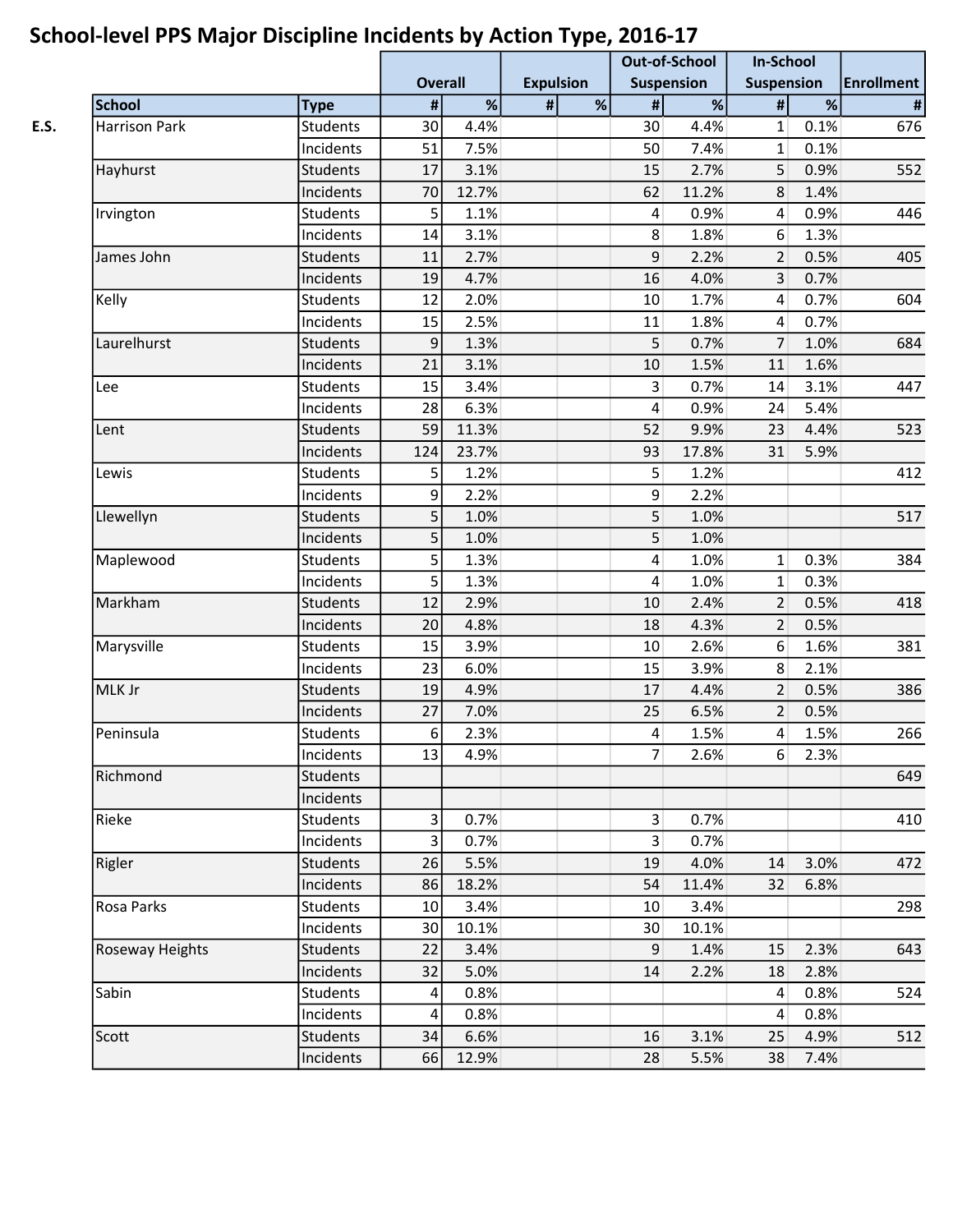## School-level PPS Major Discipline Incidents by Action Type, 2016-17

| | | | Overall | | Expulsion | | Out-of-School Suspension | | In-School Suspension | | Enrollment |
|---|---|---|---|---|---|---|---|---|---|---|---|
| | School | Type | # | % | # | % | # | % | # | % | # |
| E.S. | Harrison Park | Students | 30 | 4.4% | | | 30 | 4.4% | 1 | 0.1% | 676 |
| | | Incidents | 51 | 7.5% | | | 50 | 7.4% | 1 | 0.1% | |
| | Hayhurst | Students | 17 | 3.1% | | | 15 | 2.7% | 5 | 0.9% | 552 |
| | | Incidents | 70 | 12.7% | | | 62 | 11.2% | 8 | 1.4% | |
| | Irvington | Students | 5 | 1.1% | | | 4 | 0.9% | 4 | 0.9% | 446 |
| | | Incidents | 14 | 3.1% | | | 8 | 1.8% | 6 | 1.3% | |
| | James John | Students | 11 | 2.7% | | | 9 | 2.2% | 2 | 0.5% | 405 |
| | | Incidents | 19 | 4.7% | | | 16 | 4.0% | 3 | 0.7% | |
| | Kelly | Students | 12 | 2.0% | | | 10 | 1.7% | 4 | 0.7% | 604 |
| | | Incidents | 15 | 2.5% | | | 11 | 1.8% | 4 | 0.7% | |
| | Laurelhurst | Students | 9 | 1.3% | | | 5 | 0.7% | 7 | 1.0% | 684 |
| | | Incidents | 21 | 3.1% | | | 10 | 1.5% | 11 | 1.6% | |
| | Lee | Students | 15 | 3.4% | | | 3 | 0.7% | 14 | 3.1% | 447 |
| | | Incidents | 28 | 6.3% | | | 4 | 0.9% | 24 | 5.4% | |
| | Lent | Students | 59 | 11.3% | | | 52 | 9.9% | 23 | 4.4% | 523 |
| | | Incidents | 124 | 23.7% | | | 93 | 17.8% | 31 | 5.9% | |
| | Lewis | Students | 5 | 1.2% | | | 5 | 1.2% | | | 412 |
| | | Incidents | 9 | 2.2% | | | 9 | 2.2% | | | |
| | Llewellyn | Students | 5 | 1.0% | | | 5 | 1.0% | | | 517 |
| | | Incidents | 5 | 1.0% | | | 5 | 1.0% | | | |
| | Maplewood | Students | 5 | 1.3% | | | 4 | 1.0% | 1 | 0.3% | 384 |
| | | Incidents | 5 | 1.3% | | | 4 | 1.0% | 1 | 0.3% | |
| | Markham | Students | 12 | 2.9% | | | 10 | 2.4% | 2 | 0.5% | 418 |
| | | Incidents | 20 | 4.8% | | | 18 | 4.3% | 2 | 0.5% | |
| | Marysville | Students | 15 | 3.9% | | | 10 | 2.6% | 6 | 1.6% | 381 |
| | | Incidents | 23 | 6.0% | | | 15 | 3.9% | 8 | 2.1% | |
| | MLK Jr | Students | 19 | 4.9% | | | 17 | 4.4% | 2 | 0.5% | 386 |
| | | Incidents | 27 | 7.0% | | | 25 | 6.5% | 2 | 0.5% | |
| | Peninsula | Students | 6 | 2.3% | | | 4 | 1.5% | 4 | 1.5% | 266 |
| | | Incidents | 13 | 4.9% | | | 7 | 2.6% | 6 | 2.3% | |
| | Richmond | Students | | | | | | | | | 649 |
| | | Incidents | | | | | | | | | |
| | Rieke | Students | 3 | 0.7% | | | 3 | 0.7% | | | 410 |
| | | Incidents | 3 | 0.7% | | | 3 | 0.7% | | | |
| | Rigler | Students | 26 | 5.5% | | | 19 | 4.0% | 14 | 3.0% | 472 |
| | | Incidents | 86 | 18.2% | | | 54 | 11.4% | 32 | 6.8% | |
| | Rosa Parks | Students | 10 | 3.4% | | | 10 | 3.4% | | | 298 |
| | | Incidents | 30 | 10.1% | | | 30 | 10.1% | | | |
| | Roseway Heights | Students | 22 | 3.4% | | | 9 | 1.4% | 15 | 2.3% | 643 |
| | | Incidents | 32 | 5.0% | | | 14 | 2.2% | 18 | 2.8% | |
| | Sabin | Students | 4 | 0.8% | | | | | 4 | 0.8% | 524 |
| | | Incidents | 4 | 0.8% | | | | | 4 | 0.8% | |
| | Scott | Students | 34 | 6.6% | | | 16 | 3.1% | 25 | 4.9% | 512 |
| | | Incidents | 66 | 12.9% | | | 28 | 5.5% | 38 | 7.4% | |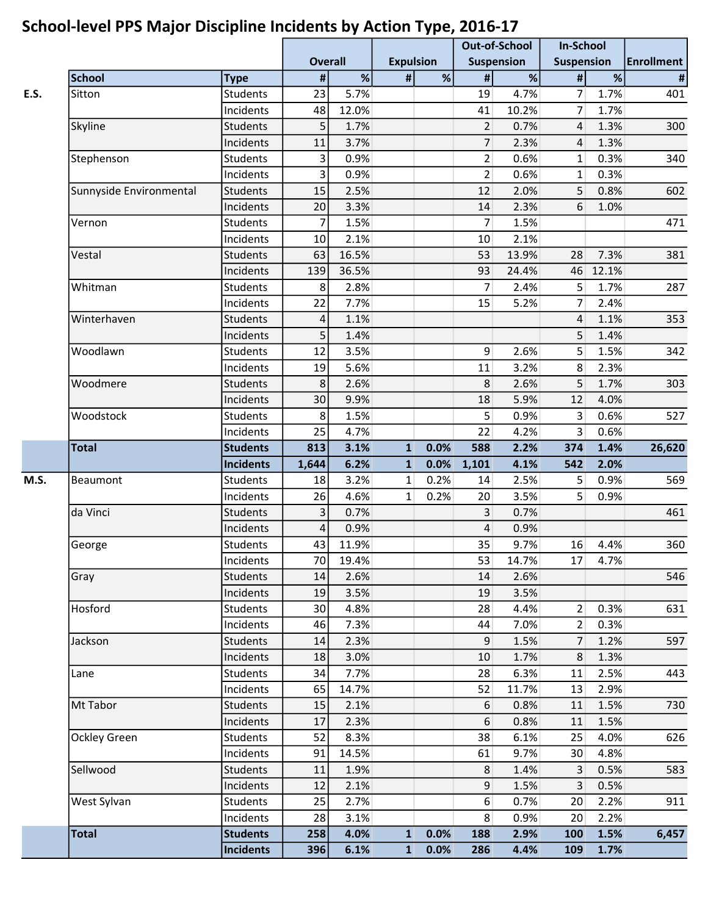# School-level PPS Major Discipline Incidents by Action Type, 2016-17

| | | | Overall | | Expulsion | | Out-of-School Suspension | | In-School Suspension | | Enrollment |
|---|---|---|---|---|---|---|---|---|---|---|---|
| | School | Type | # | % | # | % | # | % | # | % | # |
| E.S. | Sitton | Students | 23 | 5.7% | | | 19 | 4.7% | 7 | 1.7% | 401 |
| | | Incidents | 48 | 12.0% | | | 41 | 10.2% | 7 | 1.7% | |
| | Skyline | Students | 5 | 1.7% | | | 2 | 0.7% | 4 | 1.3% | 300 |
| | | Incidents | 11 | 3.7% | | | 7 | 2.3% | 4 | 1.3% | |
| | Stephenson | Students | 3 | 0.9% | | | 2 | 0.6% | 1 | 0.3% | 340 |
| | | Incidents | 3 | 0.9% | | | 2 | 0.6% | 1 | 0.3% | |
| | Sunnyside Environmental | Students | 15 | 2.5% | | | 12 | 2.0% | 5 | 0.8% | 602 |
| | | Incidents | 20 | 3.3% | | | 14 | 2.3% | 6 | 1.0% | |
| | Vernon | Students | 7 | 1.5% | | | 7 | 1.5% | | | 471 |
| | | Incidents | 10 | 2.1% | | | 10 | 2.1% | | | |
| | Vestal | Students | 63 | 16.5% | | | 53 | 13.9% | 28 | 7.3% | 381 |
| | | Incidents | 139 | 36.5% | | | 93 | 24.4% | 46 | 12.1% | |
| | Whitman | Students | 8 | 2.8% | | | 7 | 2.4% | 5 | 1.7% | 287 |
| | | Incidents | 22 | 7.7% | | | 15 | 5.2% | 7 | 2.4% | |
| | Winterhaven | Students | 4 | 1.1% | | | | | 4 | 1.1% | 353 |
| | | Incidents | 5 | 1.4% | | | | | 5 | 1.4% | |
| | Woodlawn | Students | 12 | 3.5% | | | 9 | 2.6% | 5 | 1.5% | 342 |
| | | Incidents | 19 | 5.6% | | | 11 | 3.2% | 8 | 2.3% | |
| | Woodmere | Students | 8 | 2.6% | | | 8 | 2.6% | 5 | 1.7% | 303 |
| | | Incidents | 30 | 9.9% | | | 18 | 5.9% | 12 | 4.0% | |
| | Woodstock | Students | 8 | 1.5% | | | 5 | 0.9% | 3 | 0.6% | 527 |
| | | Incidents | 25 | 4.7% | | | 22 | 4.2% | 3 | 0.6% | |
| | **Total** | **Students** | **813** | **3.1%** | **1** | **0.0%** | **588** | **2.2%** | **374** | **1.4%** | **26,620** |
| | | **Incidents** | **1,644** | **6.2%** | **1** | **0.0%** | **1,101** | **4.1%** | **542** | **2.0%** | |
| M.S. | Beaumont | Students | 18 | 3.2% | 1 | 0.2% | 14 | 2.5% | 5 | 0.9% | 569 |
| | | Incidents | 26 | 4.6% | 1 | 0.2% | 20 | 3.5% | 5 | 0.9% | |
| | da Vinci | Students | 3 | 0.7% | | | 3 | 0.7% | | | 461 |
| | | Incidents | 4 | 0.9% | | | 4 | 0.9% | | | |
| | George | Students | 43 | 11.9% | | | 35 | 9.7% | 16 | 4.4% | 360 |
| | | Incidents | 70 | 19.4% | | | 53 | 14.7% | 17 | 4.7% | |
| | Gray | Students | 14 | 2.6% | | | 14 | 2.6% | | | 546 |
| | | Incidents | 19 | 3.5% | | | 19 | 3.5% | | | |
| | Hosford | Students | 30 | 4.8% | | | 28 | 4.4% | 2 | 0.3% | 631 |
| | | Incidents | 46 | 7.3% | | | 44 | 7.0% | 2 | 0.3% | |
| | Jackson | Students | 14 | 2.3% | | | 9 | 1.5% | 7 | 1.2% | 597 |
| | | Incidents | 18 | 3.0% | | | 10 | 1.7% | 8 | 1.3% | |
| | Lane | Students | 34 | 7.7% | | | 28 | 6.3% | 11 | 2.5% | 443 |
| | | Incidents | 65 | 14.7% | | | 52 | 11.7% | 13 | 2.9% | |
| | Mt Tabor | Students | 15 | 2.1% | | | 6 | 0.8% | 11 | 1.5% | 730 |
| | | Incidents | 17 | 2.3% | | | 6 | 0.8% | 11 | 1.5% | |
| | Ockley Green | Students | 52 | 8.3% | | | 38 | 6.1% | 25 | 4.0% | 626 |
| | | Incidents | 91 | 14.5% | | | 61 | 9.7% | 30 | 4.8% | |
| | Sellwood | Students | 11 | 1.9% | | | 8 | 1.4% | 3 | 0.5% | 583 |
| | | Incidents | 12 | 2.1% | | | 9 | 1.5% | 3 | 0.5% | |
| | West Sylvan | Students | 25 | 2.7% | | | 6 | 0.7% | 20 | 2.2% | 911 |
| | | Incidents | 28 | 3.1% | | | 8 | 0.9% | 20 | 2.2% | |
| | **Total** | **Students** | **258** | **4.0%** | **1** | **0.0%** | **188** | **2.9%** | **100** | **1.5%** | **6,457** |
| | | **Incidents** | **396** | **6.1%** | **1** | **0.0%** | **286** | **4.4%** | **109** | **1.7%** | |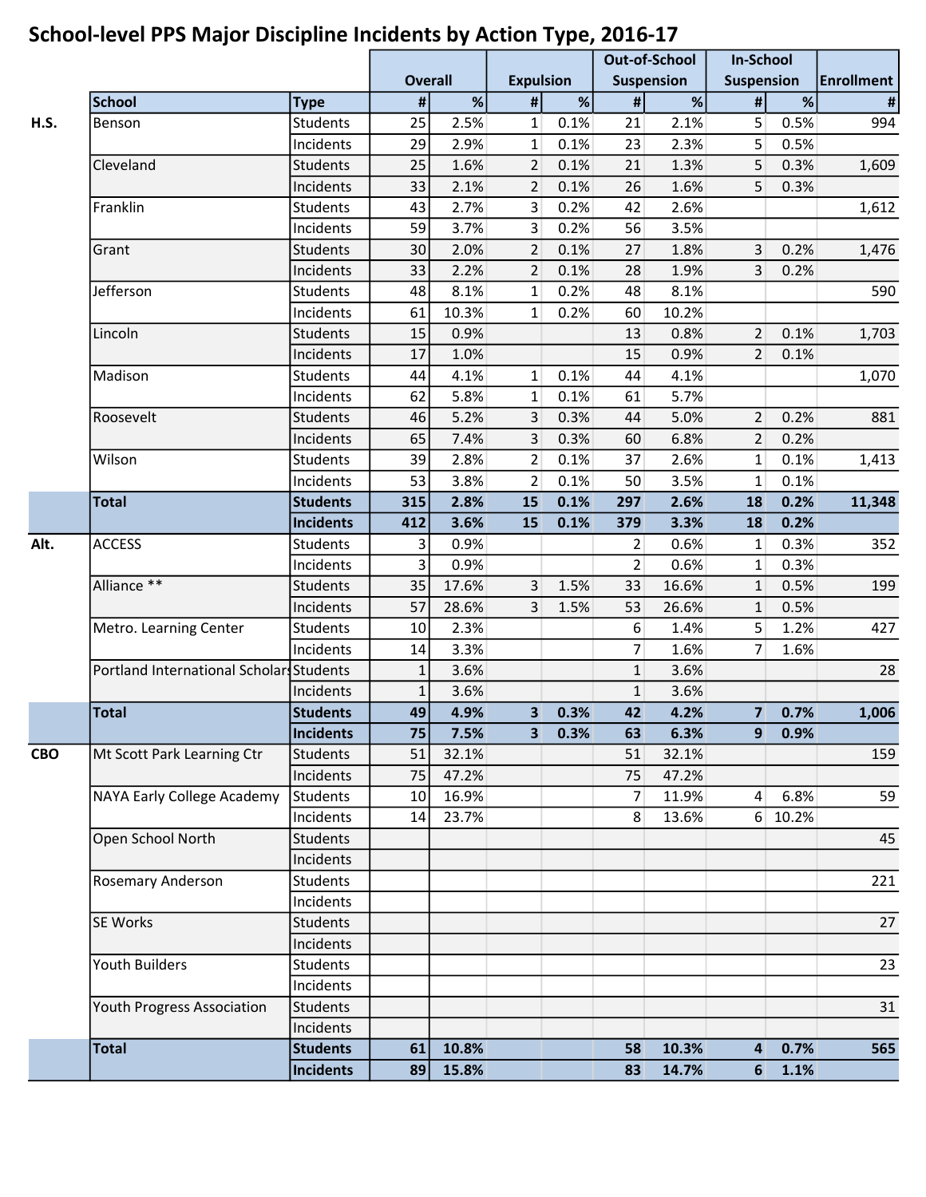## School-level PPS Major Discipline Incidents by Action Type, 2016-17

| | | | Overall | | Expulsion | | Out-of-School Suspension | | In-School Suspension | | Enrollment |
|---|---|---|---|---|---|---|---|---|---|---|---|
| | School | Type | # | % | # | % | # | % | # | % | # |
| H.S. | Benson | Students | 25 | 2.5% | 1 | 0.1% | 21 | 2.1% | 5 | 0.5% | 994 |
| | | Incidents | 29 | 2.9% | 1 | 0.1% | 23 | 2.3% | 5 | 0.5% | |
| | Cleveland | Students | 25 | 1.6% | 2 | 0.1% | 21 | 1.3% | 5 | 0.3% | 1,609 |
| | | Incidents | 33 | 2.1% | 2 | 0.1% | 26 | 1.6% | 5 | 0.3% | |
| | Franklin | Students | 43 | 2.7% | 3 | 0.2% | 42 | 2.6% | | | 1,612 |
| | | Incidents | 59 | 3.7% | 3 | 0.2% | 56 | 3.5% | | | |
| | Grant | Students | 30 | 2.0% | 2 | 0.1% | 27 | 1.8% | 3 | 0.2% | 1,476 |
| | | Incidents | 33 | 2.2% | 2 | 0.1% | 28 | 1.9% | 3 | 0.2% | |
| | Jefferson | Students | 48 | 8.1% | 1 | 0.2% | 48 | 8.1% | | | 590 |
| | | Incidents | 61 | 10.3% | 1 | 0.2% | 60 | 10.2% | | | |
| | Lincoln | Students | 15 | 0.9% | | | 13 | 0.8% | 2 | 0.1% | 1,703 |
| | | Incidents | 17 | 1.0% | | | 15 | 0.9% | 2 | 0.1% | |
| | Madison | Students | 44 | 4.1% | 1 | 0.1% | 44 | 4.1% | | | 1,070 |
| | | Incidents | 62 | 5.8% | 1 | 0.1% | 61 | 5.7% | | | |
| | Roosevelt | Students | 46 | 5.2% | 3 | 0.3% | 44 | 5.0% | 2 | 0.2% | 881 |
| | | Incidents | 65 | 7.4% | 3 | 0.3% | 60 | 6.8% | 2 | 0.2% | |
| | Wilson | Students | 39 | 2.8% | 2 | 0.1% | 37 | 2.6% | 1 | 0.1% | 1,413 |
| | | Incidents | 53 | 3.8% | 2 | 0.1% | 50 | 3.5% | 1 | 0.1% | |
| | **Total** | **Students** | **315** | **2.8%** | **15** | **0.1%** | **297** | **2.6%** | **18** | **0.2%** | **11,348** |
| | | **Incidents** | **412** | **3.6%** | **15** | **0.1%** | **379** | **3.3%** | **18** | **0.2%** | |
| Alt. | ACCESS | Students | 3 | 0.9% | | | 2 | 0.6% | 1 | 0.3% | 352 |
| | | Incidents | 3 | 0.9% | | | 2 | 0.6% | 1 | 0.3% | |
| | Alliance ** | Students | 35 | 17.6% | 3 | 1.5% | 33 | 16.6% | 1 | 0.5% | 199 |
| | | Incidents | 57 | 28.6% | 3 | 1.5% | 53 | 26.6% | 1 | 0.5% | |
| | Metro. Learning Center | Students | 10 | 2.3% | | | 6 | 1.4% | 5 | 1.2% | 427 |
| | | Incidents | 14 | 3.3% | | | 7 | 1.6% | 7 | 1.6% | |
| | Portland International Scholars | Students | 1 | 3.6% | | | 1 | 3.6% | | | 28 |
| | | Incidents | 1 | 3.6% | | | 1 | 3.6% | | | |
| | **Total** | **Students** | **49** | **4.9%** | **3** | **0.3%** | **42** | **4.2%** | **7** | **0.7%** | **1,006** |
| | | **Incidents** | **75** | **7.5%** | **3** | **0.3%** | **63** | **6.3%** | **9** | **0.9%** | |
| CBO | Mt Scott Park Learning Ctr | Students | 51 | 32.1% | | | 51 | 32.1% | | | 159 |
| | | Incidents | 75 | 47.2% | | | 75 | 47.2% | | | |
| | NAYA Early College Academy | Students | 10 | 16.9% | | | 7 | 11.9% | 4 | 6.8% | 59 |
| | | Incidents | 14 | 23.7% | | | 8 | 13.6% | 6 | 10.2% | |
| | Open School North | Students | | | | | | | | | 45 |
| | | Incidents | | | | | | | | | |
| | Rosemary Anderson | Students | | | | | | | | | 221 |
| | | Incidents | | | | | | | | | |
| | SE Works | Students | | | | | | | | | 27 |
| | | Incidents | | | | | | | | | |
| | Youth Builders | Students | | | | | | | | | 23 |
| | | Incidents | | | | | | | | | |
| | Youth Progress Association | Students | | | | | | | | | 31 |
| | | Incidents | | | | | | | | | |
| | **Total** | **Students** | **61** | **10.8%** | | | **58** | **10.3%** | **4** | **0.7%** | **565** |
| | | **Incidents** | **89** | **15.8%** | | | **83** | **14.7%** | **6** | **1.1%** | |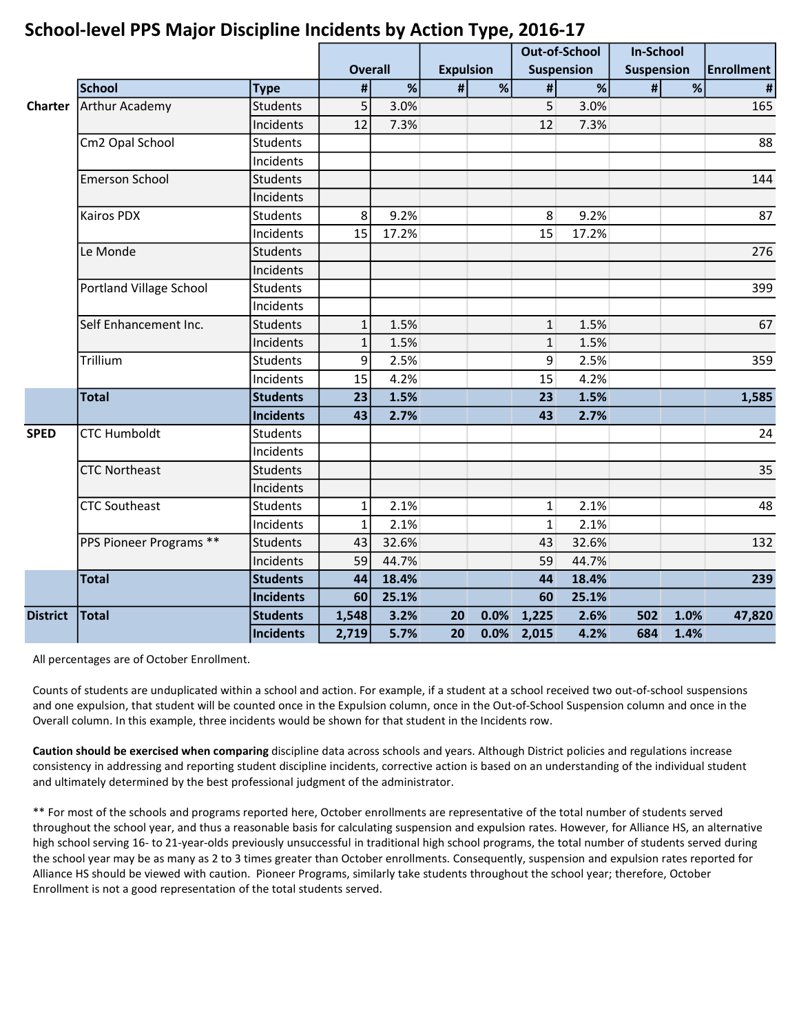## School-level PPS Major Discipline Incidents by Action Type, 2016-17

| | School | Type | Overall # | Overall % | Expulsion # | Expulsion % | Out-of-School Suspension # | Out-of-School Suspension % | In-School Suspension # | In-School Suspension % | Enrollment # |
|---|---|---|---|---|---|---|---|---|---|---|---|
| Charter | Arthur Academy | Students | 5 | 3.0% | | | 5 | 3.0% | | | 165 |
| | | Incidents | 12 | 7.3% | | | 12 | 7.3% | | | |
| | Cm2 Opal School | Students | | | | | | | | | 88 |
| | | Incidents | | | | | | | | | |
| | Emerson School | Students | | | | | | | | | 144 |
| | | Incidents | | | | | | | | | |
| | Kairos PDX | Students | 8 | 9.2% | | | 8 | 9.2% | | | 87 |
| | | Incidents | 15 | 17.2% | | | 15 | 17.2% | | | |
| | Le Monde | Students | | | | | | | | | 276 |
| | | Incidents | | | | | | | | | |
| | Portland Village School | Students | | | | | | | | | 399 |
| | | Incidents | | | | | | | | | |
| | Self Enhancement Inc. | Students | 1 | 1.5% | | | 1 | 1.5% | | | 67 |
| | | Incidents | 1 | 1.5% | | | 1 | 1.5% | | | |
| | Trillium | Students | 9 | 2.5% | | | 9 | 2.5% | | | 359 |
| | | Incidents | 15 | 4.2% | | | 15 | 4.2% | | | |
| | **Total** | **Students** | **23** | **1.5%** | | | **23** | **1.5%** | | | **1,585** |
| | | **Incidents** | **43** | **2.7%** | | | **43** | **2.7%** | | | |
| SPED | CTC Humboldt | Students | | | | | | | | | 24 |
| | | Incidents | | | | | | | | | |
| | CTC Northeast | Students | | | | | | | | | 35 |
| | | Incidents | | | | | | | | | |
| | CTC Southeast | Students | 1 | 2.1% | | | 1 | 2.1% | | | 48 |
| | | Incidents | 1 | 2.1% | | | 1 | 2.1% | | | |
| | PPS Pioneer Programs ** | Students | 43 | 32.6% | | | 43 | 32.6% | | | 132 |
| | | Incidents | 59 | 44.7% | | | 59 | 44.7% | | | |
| | **Total** | **Students** | **44** | **18.4%** | | | **44** | **18.4%** | | | **239** |
| | | **Incidents** | **60** | **25.1%** | | | **60** | **25.1%** | | | |
| District | **Total** | **Students** | **1,548** | **3.2%** | **20** | **0.0%** | **1,225** | **2.6%** | **502** | **1.0%** | **47,820** |
| | | **Incidents** | **2,719** | **5.7%** | **20** | **0.0%** | **2,015** | **4.2%** | **684** | **1.4%** | |

All percentages are of October Enrollment.

Counts of students are unduplicated within a school and action. For example, if a student at a school received two out-of-school suspensions and one expulsion, that student will be counted once in the Expulsion column, once in the Out-of-School Suspension column and once in the Overall column. In this example, three incidents would be shown for that student in the Incidents row.

**Caution should be exercised when comparing** discipline data across schools and years. Although District policies and regulations increase consistency in addressing and reporting student discipline incidents, corrective action is based on an understanding of the individual student and ultimately determined by the best professional judgment of the administrator.

** For most of the schools and programs reported here, October enrollments are representative of the total number of students served throughout the school year, and thus a reasonable basis for calculating suspension and expulsion rates. However, for Alliance HS, an alternative high school serving 16- to 21-year-olds previously unsuccessful in traditional high school programs, the total number of students served during the school year may be as many as 2 to 3 times greater than October enrollments. Consequently, suspension and expulsion rates reported for Alliance HS should be viewed with caution. Pioneer Programs, similarly take students throughout the school year; therefore, October Enrollment is not a good representation of the total students served.